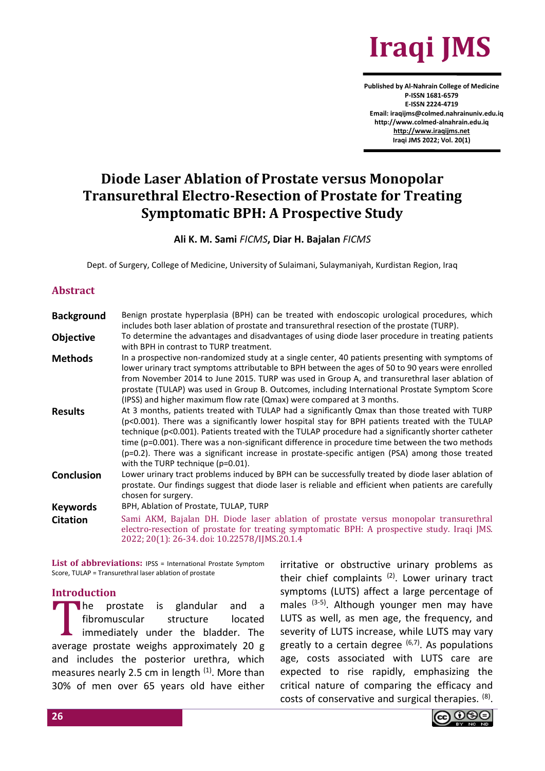# Diode Laser Ablation of Prostate versus Monopolar Transurethral Electro-Resection of Prostate for Treating Symptomatic BPH: A Prospective Study

**Ali K. M. Sami** *FICMS*, **Diar H. Bajalan** *FICMS*

Dept. of Surgery, College of Medicine, University of Sulaimani, Sulaymaniyah, Kurdistan Region, Iraq

## Abstract

**Background** Benign prostate hyperplasia (BPH) can be treated with endoscopic urological procedures, which includes both laser ablation of prostate and transurethral resection of the prostate (TURP).

**Objective** To determine the advantages and disadvantages of using diode laser procedure in treating patients with BPH in contrast to TURP treatment.

**Methods** In a prospective non-randomized study at a single center, 40 patients presenting with symptoms of lower urinary tract symptoms attributable to BPH between the ages of 50 to 90 years were enrolled from November 2014 to June 2015. TURP was used in Group A, and transurethral laser ablation of prostate (TULAP) was used in Group B. Outcomes, including International Prostate Symptom Score (IPSS) and higher maximum flow rate (Qmax) were compared at 3 months.

**Results** At 3 months, patients treated with TULAP had a significantly Qmax than those treated with TURP ($p<0.001$). There was a significantly lower hospital stay for BPH patients treated with the TULAP technique ($p<0.001$). Patients treated with the TULAP procedure had a significantly shorter catheter time ($p=0.001$). There was a non-significant difference in procedure time between the two methods ($p=0.2$). There was a significant increase in prostate-specific antigen (PSA) among those treated with the TURP technique ($p=0.01$).

**Conclusion** Lower urinary tract problems induced by BPH can be successfully treated by diode laser ablation of prostate. Our findings suggest that diode laser is reliable and efficient when patients are carefully chosen for surgery.

**Keywords** BPH, Ablation of Prostate, TULAP, TURP

**Citation** Sami AKM, Bajalan DH. Diode laser ablation of prostate versus monopolar transurethral electro-resection of prostate for treating symptomatic BPH: A prospective study. Iraqi JMS. 2022; 20(1): 26-34. doi: 10.22578/IJMS.20.1.4

**List of abbreviations:** IPSS = International Prostate Symptom Score, TULAP = Transurethral laser ablation of prostate

## Introduction

The prostate is glandular and a fibromuscular structure located immediately under the bladder. The average prostate weighs approximately 20 g and includes the posterior urethra, which measures nearly 2.5 cm in length [1]. More than 30% of men over 65 years old have either irritative or obstructive urinary problems as their chief complaints [2]. Lower urinary tract symptoms (LUTS) affect a large percentage of males [3-5]. Although younger men may have LUTS as well, as men age, the frequency, and severity of LUTS increase, while LUTS may vary greatly to a certain degree [6,7]. As populations age, costs associated with LUTS care are expected to rise rapidly, emphasizing the critical nature of comparing the efficacy and costs of conservative and surgical therapies. [8].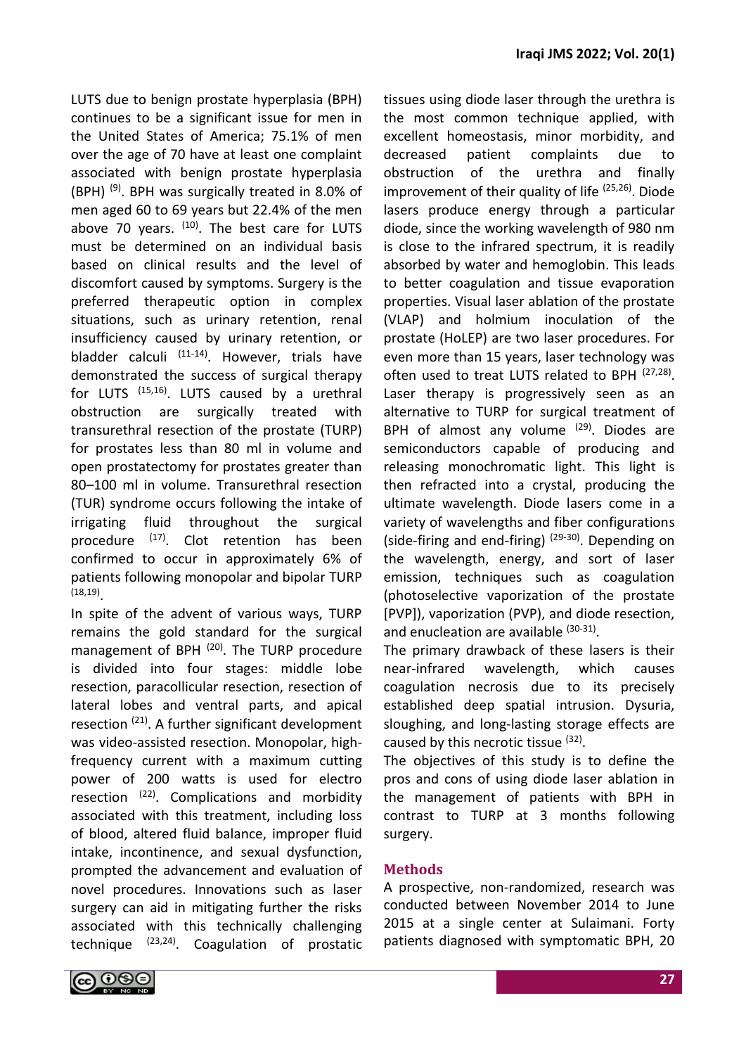LUTS due to benign prostate hyperplasia (BPH) continues to be a significant issue for men in the United States of America; 75.1% of men over the age of 70 have at least one complaint associated with benign prostate hyperplasia (BPH) [9]. BPH was surgically treated in 8.0% of men aged 60 to 69 years but 22.4% of the men above 70 years. [10]. The best care for LUTS must be determined on an individual basis based on clinical results and the level of discomfort caused by symptoms. Surgery is the preferred therapeutic option in complex situations, such as urinary retention, renal insufficiency caused by urinary retention, or bladder calculi [11-14]. However, trials have demonstrated the success of surgical therapy for LUTS [15,16]. LUTS caused by a urethral obstruction are surgically treated with transurethral resection of the prostate (TURP) for prostates less than 80 ml in volume and open prostatectomy for prostates greater than 80–100 ml in volume. Transurethral resection (TUR) syndrome occurs following the intake of irrigating fluid throughout the surgical procedure [17]. Clot retention has been confirmed to occur in approximately 6% of patients following monopolar and bipolar TURP [18,19].

In spite of the advent of various ways, TURP remains the gold standard for the surgical management of BPH [20]. The TURP procedure is divided into four stages: middle lobe resection, paracollicular resection, resection of lateral lobes and ventral parts, and apical resection [21]. A further significant development was video-assisted resection. Monopolar, high-frequency current with a maximum cutting power of 200 watts is used for electro resection [22]. Complications and morbidity associated with this treatment, including loss of blood, altered fluid balance, improper fluid intake, incontinence, and sexual dysfunction, prompted the advancement and evaluation of novel procedures. Innovations such as laser surgery can aid in mitigating further the risks associated with this technically challenging technique [23,24]. Coagulation of prostatic tissues using diode laser through the urethra is the most common technique applied, with excellent homeostasis, minor morbidity, and decreased patient complaints due to obstruction of the urethra and finally improvement of their quality of life [25,26]. Diode lasers produce energy through a particular diode, since the working wavelength of 980 nm is close to the infrared spectrum, it is readily absorbed by water and hemoglobin. This leads to better coagulation and tissue evaporation properties. Visual laser ablation of the prostate (VLAP) and holmium inoculation of the prostate (HoLEP) are two laser procedures. For even more than 15 years, laser technology was often used to treat LUTS related to BPH [27,28]. Laser therapy is progressively seen as an alternative to TURP for surgical treatment of BPH of almost any volume [29]. Diodes are semiconductors capable of producing and releasing monochromatic light. This light is then refracted into a crystal, producing the ultimate wavelength. Diode lasers come in a variety of wavelengths and fiber configurations (side-firing and end-firing) [29-30]. Depending on the wavelength, energy, and sort of laser emission, techniques such as coagulation (photoselective vaporization of the prostate [PVP]), vaporization (PVP), and diode resection, and enucleation are available [30-31].

The primary drawback of these lasers is their near-infrared wavelength, which causes coagulation necrosis due to its precisely established deep spatial intrusion. Dysuria, sloughing, and long-lasting storage effects are caused by this necrotic tissue [32].

The objectives of this study is to define the pros and cons of using diode laser ablation in the management of patients with BPH in contrast to TURP at 3 months following surgery.

## Methods

A prospective, non-randomized, research was conducted between November 2014 to June 2015 at a single center at Sulaimani. Forty patients diagnosed with symptomatic BPH, 20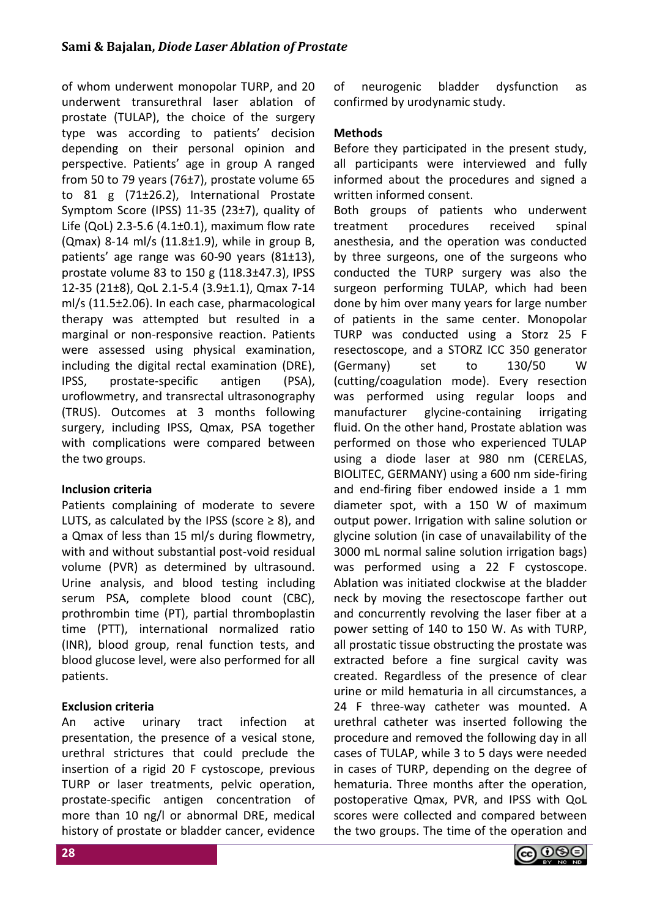of whom underwent monopolar TURP, and 20 underwent transurethral laser ablation of prostate (TULAP), the choice of the surgery type was according to patients' decision depending on their personal opinion and perspective. Patients' age in group A ranged from 50 to 79 years (76±7), prostate volume 65 to 81 g (71±26.2), International Prostate Symptom Score (IPSS) 11-35 (23±7), quality of Life (QoL) 2.3-5.6 (4.1±0.1), maximum flow rate (Qmax) 8-14 ml/s (11.8±1.9), while in group B, patients' age range was 60-90 years (81±13), prostate volume 83 to 150 g (118.3±47.3), IPSS 12-35 (21±8), QoL 2.1-5.4 (3.9±1.1), Qmax 7-14 ml/s (11.5±2.06). In each case, pharmacological therapy was attempted but resulted in a marginal or non-responsive reaction. Patients were assessed using physical examination, including the digital rectal examination (DRE), IPSS, prostate-specific antigen (PSA), uroflowmetry, and transrectal ultrasonography (TRUS). Outcomes at 3 months following surgery, including IPSS, Qmax, PSA together with complications were compared between the two groups.

**Inclusion criteria**

Patients complaining of moderate to severe LUTS, as calculated by the IPSS (score ≥ 8), and a Qmax of less than 15 ml/s during flowmetry, with and without substantial post-void residual volume (PVR) as determined by ultrasound. Urine analysis, and blood testing including serum PSA, complete blood count (CBC), prothrombin time (PT), partial thromboplastin time (PTT), international normalized ratio (INR), blood group, renal function tests, and blood glucose level, were also performed for all patients.

**Exclusion criteria**

An active urinary tract infection at presentation, the presence of a vesical stone, urethral strictures that could preclude the insertion of a rigid 20 F cystoscope, previous TURP or laser treatments, pelvic operation, prostate-specific antigen concentration of more than 10 ng/l or abnormal DRE, medical history of prostate or bladder cancer, evidence of neurogenic bladder dysfunction as confirmed by urodynamic study.

**Methods**

Before they participated in the present study, all participants were interviewed and fully informed about the procedures and signed a written informed consent.

Both groups of patients who underwent treatment procedures received spinal anesthesia, and the operation was conducted by three surgeons, one of the surgeons who conducted the TURP surgery was also the surgeon performing TULAP, which had been done by him over many years for large number of patients in the same center. Monopolar TURP was conducted using a Storz 25 F resectoscope, and a STORZ ICC 350 generator (Germany) set to 130/50 W (cutting/coagulation mode). Every resection was performed using regular loops and manufacturer glycine-containing irrigating fluid. On the other hand, Prostate ablation was performed on those who experienced TULAP using a diode laser at 980 nm (CERELAS, BIOLITEC, GERMANY) using a 600 nm side-firing and end-firing fiber endowed inside a 1 mm diameter spot, with a 150 W of maximum output power. Irrigation with saline solution or glycine solution (in case of unavailability of the 3000 mL normal saline solution irrigation bags) was performed using a 22 F cystoscope. Ablation was initiated clockwise at the bladder neck by moving the resectoscope farther out and concurrently revolving the laser fiber at a power setting of 140 to 150 W. As with TURP, all prostatic tissue obstructing the prostate was extracted before a fine surgical cavity was created. Regardless of the presence of clear urine or mild hematuria in all circumstances, a 24 F three-way catheter was mounted. A urethral catheter was inserted following the procedure and removed the following day in all cases of TULAP, while 3 to 5 days were needed in cases of TURP, depending on the degree of hematuria. Three months after the operation, postoperative Qmax, PVR, and IPSS with QoL scores were collected and compared between the two groups. The time of the operation and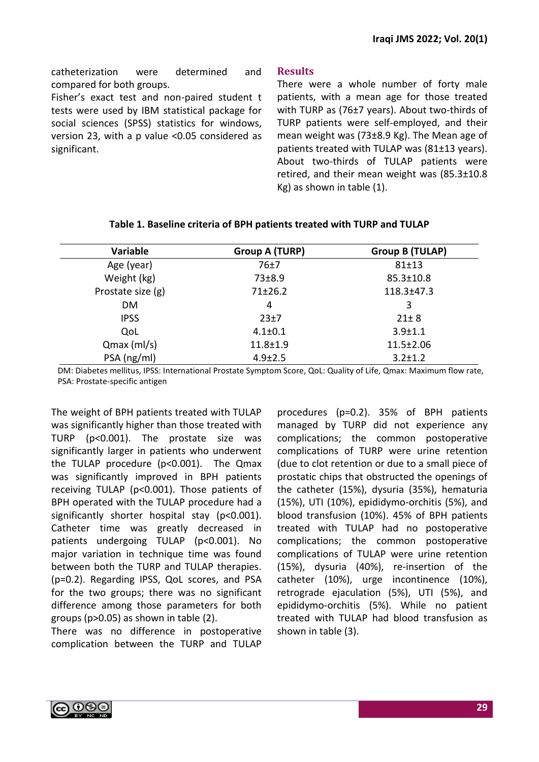catheterization were determined and compared for both groups.

Fisher's exact test and non-paired student t tests were used by IBM statistical package for social sciences (SPSS) statistics for windows, version 23, with a p value <0.05 considered as significant.

## Results

There were a whole number of forty male patients, with a mean age for those treated with TURP as (76±7 years). About two-thirds of TURP patients were self-employed, and their mean weight was (73±8.9 Kg). The Mean age of patients treated with TULAP was (81±13 years). About two-thirds of TULAP patients were retired, and their mean weight was (85.3±10.8 Kg) as shown in table (1).

**Table 1. Baseline criteria of BPH patients treated with TURP and TULAP**

| Variable | Group A (TURP) | Group B (TULAP) |
|---|---|---|
| Age (year) | 76±7 | 81±13 |
| Weight (kg) | 73±8.9 | 85.3±10.8 |
| Prostate size (g) | 71±26.2 | 118.3±47.3 |
| DM | 4 | 3 |
| IPSS | 23±7 | 21± 8 |
| QoL | 4.1±0.1 | 3.9±1.1 |
| Qmax (ml/s) | 11.8±1.9 | 11.5±2.06 |
| PSA (ng/ml) | 4.9±2.5 | 3.2±1.2 |

DM: Diabetes mellitus, IPSS: International Prostate Symptom Score, QoL: Quality of Life, Qmax: Maximum flow rate, PSA: Prostate-specific antigen

The weight of BPH patients treated with TULAP was significantly higher than those treated with TURP ($p<0.001$). The prostate size was significantly larger in patients who underwent the TULAP procedure ($p<0.001$). The Qmax was significantly improved in BPH patients receiving TULAP ($p<0.001$). Those patients of BPH operated with the TULAP procedure had a significantly shorter hospital stay ($p<0.001$). Catheter time was greatly decreased in patients undergoing TULAP ($p<0.001$). No major variation in technique time was found between both the TURP and TULAP therapies. ($p=0.2$). Regarding IPSS, QoL scores, and PSA for the two groups; there was no significant difference among those parameters for both groups ($p>0.05$) as shown in table (2).

There was no difference in postoperative complication between the TURP and TULAP procedures ($p=0.2$). 35% of BPH patients managed by TURP did not experience any complications; the common postoperative complications of TURP were urine retention (due to clot retention or due to a small piece of prostatic chips that obstructed the openings of the catheter (15%), dysuria (35%), hematuria (15%), UTI (10%), epididymo-orchitis (5%), and blood transfusion (10%). 45% of BPH patients treated with TULAP had no postoperative complications; the common postoperative complications of TULAP were urine retention (15%), dysuria (40%), re-insertion of the catheter (10%), urge incontinence (10%), retrograde ejaculation (5%), UTI (5%), and epididymo-orchitis (5%). While no patient treated with TULAP had blood transfusion as shown in table (3).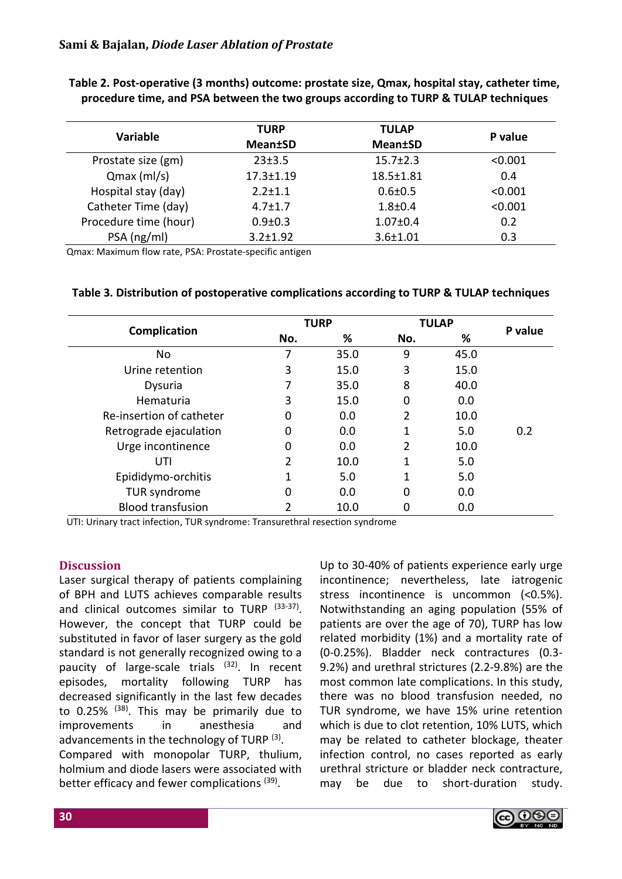**Table 2. Post-operative (3 months) outcome: prostate size, Qmax, hospital stay, catheter time, procedure time, and PSA between the two groups according to TURP & TULAP techniques**

| Variable | TURP Mean±SD | TULAP Mean±SD | P value |
|---|---|---|---|
| Prostate size (gm) | 23±3.5 | 15.7±2.3 | <0.001 |
| Qmax (ml/s) | 17.3±1.19 | 18.5±1.81 | 0.4 |
| Hospital stay (day) | 2.2±1.1 | 0.6±0.5 | <0.001 |
| Catheter Time (day) | 4.7±1.7 | 1.8±0.4 | <0.001 |
| Procedure time (hour) | 0.9±0.3 | 1.07±0.4 | 0.2 |
| PSA (ng/ml) | 3.2±1.92 | 3.6±1.01 | 0.3 |

Qmax: Maximum flow rate, PSA: Prostate-specific antigen

**Table 3. Distribution of postoperative complications according to TURP & TULAP techniques**

| Complication | TURP | | TULAP | | P value |
|---|---|---|---|---|---|
| | No. | % | No. | % | |
| No | 7 | 35.0 | 9 | 45.0 | |
| Urine retention | 3 | 15.0 | 3 | 15.0 | |
| Dysuria | 7 | 35.0 | 8 | 40.0 | |
| Hematuria | 3 | 15.0 | 0 | 0.0 | |
| Re-insertion of catheter | 0 | 0.0 | 2 | 10.0 | |
| Retrograde ejaculation | 0 | 0.0 | 1 | 5.0 | 0.2 |
| Urge incontinence | 0 | 0.0 | 2 | 10.0 | |
| UTI | 2 | 10.0 | 1 | 5.0 | |
| Epididymo-orchitis | 1 | 5.0 | 1 | 5.0 | |
| TUR syndrome | 0 | 0.0 | 0 | 0.0 | |
| Blood transfusion | 2 | 10.0 | 0 | 0.0 | |

UTI: Urinary tract infection, TUR syndrome: Transurethral resection syndrome

## Discussion

Laser surgical therapy of patients complaining of BPH and LUTS achieves comparable results and clinical outcomes similar to TURP [33-37]. However, the concept that TURP could be substituted in favor of laser surgery as the gold standard is not generally recognized owing to a paucity of large-scale trials [32]. In recent episodes, mortality following TURP has decreased significantly in the last few decades to 0.25% [38]. This may be primarily due to improvements in anesthesia and advancements in the technology of TURP [3].

Compared with monopolar TURP, thulium, holmium and diode lasers were associated with better efficacy and fewer complications [39].

Up to 30-40% of patients experience early urge incontinence; nevertheless, late iatrogenic stress incontinence is uncommon (<0.5%). Notwithstanding an aging population (55% of patients are over the age of 70), TURP has low related morbidity (1%) and a mortality rate of (0-0.25%). Bladder neck contractures (0.3-9.2%) and urethral strictures (2.2-9.8%) are the most common late complications. In this study, there was no blood transfusion needed, no TUR syndrome, we have 15% urine retention which is due to clot retention, 10% LUTS, which may be related to catheter blockage, theater infection control, no cases reported as early urethral stricture or bladder neck contracture, may be due to short-duration study.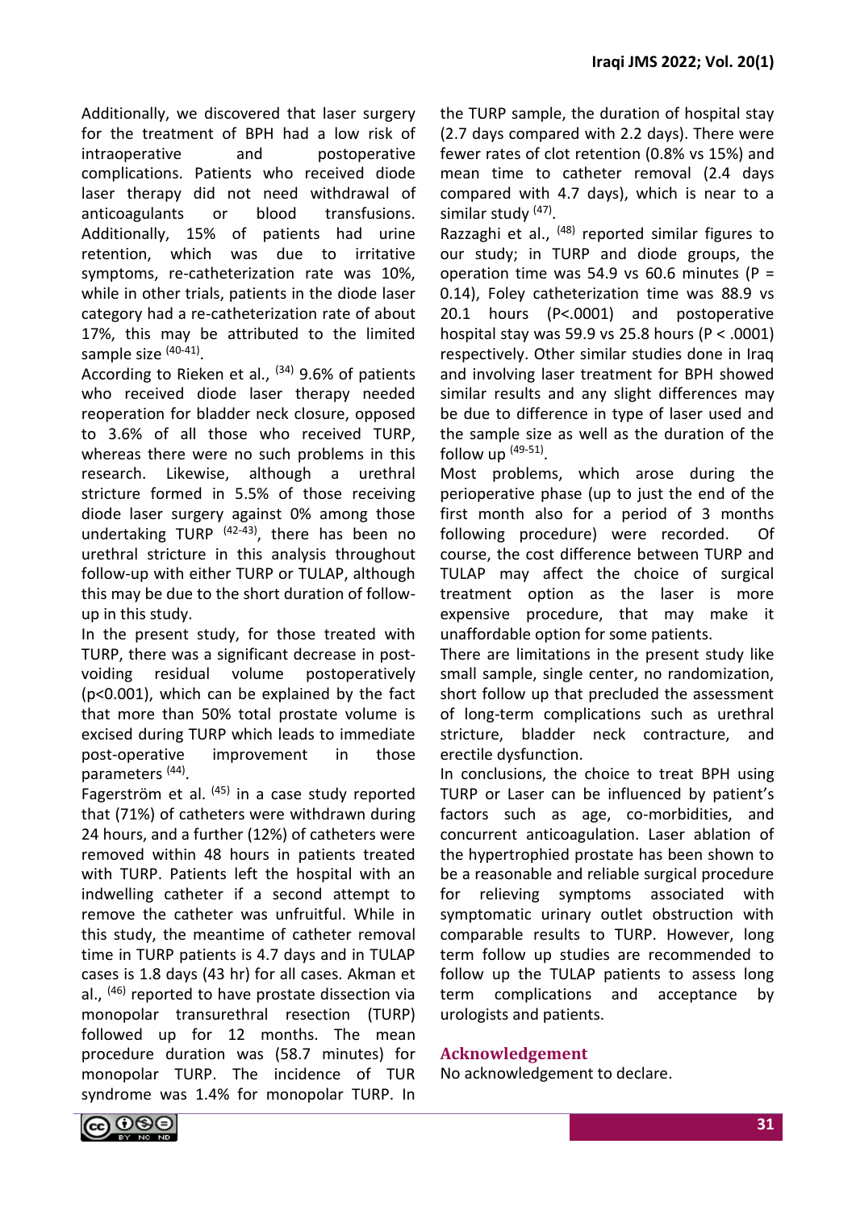Additionally, we discovered that laser surgery for the treatment of BPH had a low risk of intraoperative and postoperative complications. Patients who received diode laser therapy did not need withdrawal of anticoagulants or blood transfusions. Additionally, 15% of patients had urine retention, which was due to irritative symptoms, re-catheterization rate was 10%, while in other trials, patients in the diode laser category had a re-catheterization rate of about 17%, this may be attributed to the limited sample size [40-41].

According to Rieken et al., [34] 9.6% of patients who received diode laser therapy needed reoperation for bladder neck closure, opposed to 3.6% of all those who received TURP, whereas there were no such problems in this research. Likewise, although a urethral stricture formed in 5.5% of those receiving diode laser surgery against 0% among those undertaking TURP [42-43], there has been no urethral stricture in this analysis throughout follow-up with either TURP or TULAP, although this may be due to the short duration of follow-up in this study.

In the present study, for those treated with TURP, there was a significant decrease in post-voiding residual volume postoperatively ($p<0.001$), which can be explained by the fact that more than 50% total prostate volume is excised during TURP which leads to immediate post-operative improvement in those parameters [44].

Fagerström et al. [45] in a case study reported that (71%) of catheters were withdrawn during 24 hours, and a further (12%) of catheters were removed within 48 hours in patients treated with TURP. Patients left the hospital with an indwelling catheter if a second attempt to remove the catheter was unfruitful. While in this study, the meantime of catheter removal time in TURP patients is 4.7 days and in TULAP cases is 1.8 days (43 hr) for all cases. Akman et al., [46] reported to have prostate dissection via monopolar transurethral resection (TURP) followed up for 12 months. The mean procedure duration was (58.7 minutes) for monopolar TURP. The incidence of TUR syndrome was 1.4% for monopolar TURP. In the TURP sample, the duration of hospital stay (2.7 days compared with 2.2 days). There were fewer rates of clot retention (0.8% vs 15%) and mean time to catheter removal (2.4 days compared with 4.7 days), which is near to a similar study [47].

Razzaghi et al., [48] reported similar figures to our study; in TURP and diode groups, the operation time was 54.9 vs 60.6 minutes ($P = 0.14$), Foley catheterization time was 88.9 vs 20.1 hours ($P<.0001$) and postoperative hospital stay was 59.9 vs 25.8 hours ($P < .0001$) respectively. Other similar studies done in Iraq and involving laser treatment for BPH showed similar results and any slight differences may be due to difference in type of laser used and the sample size as well as the duration of the follow up [49-51].

Most problems, which arose during the perioperative phase (up to just the end of the first month also for a period of 3 months following procedure) were recorded. Of course, the cost difference between TURP and TULAP may affect the choice of surgical treatment option as the laser is more expensive procedure, that may make it unaffordable option for some patients.

There are limitations in the present study like small sample, single center, no randomization, short follow up that precluded the assessment of long-term complications such as urethral stricture, bladder neck contracture, and erectile dysfunction.

In conclusions, the choice to treat BPH using TURP or Laser can be influenced by patient's factors such as age, co-morbidities, and concurrent anticoagulation. Laser ablation of the hypertrophied prostate has been shown to be a reasonable and reliable surgical procedure for relieving symptoms associated with symptomatic urinary outlet obstruction with comparable results to TURP. However, long term follow up studies are recommended to follow up the TULAP patients to assess long term complications and acceptance by urologists and patients.

## Acknowledgement

No acknowledgement to declare.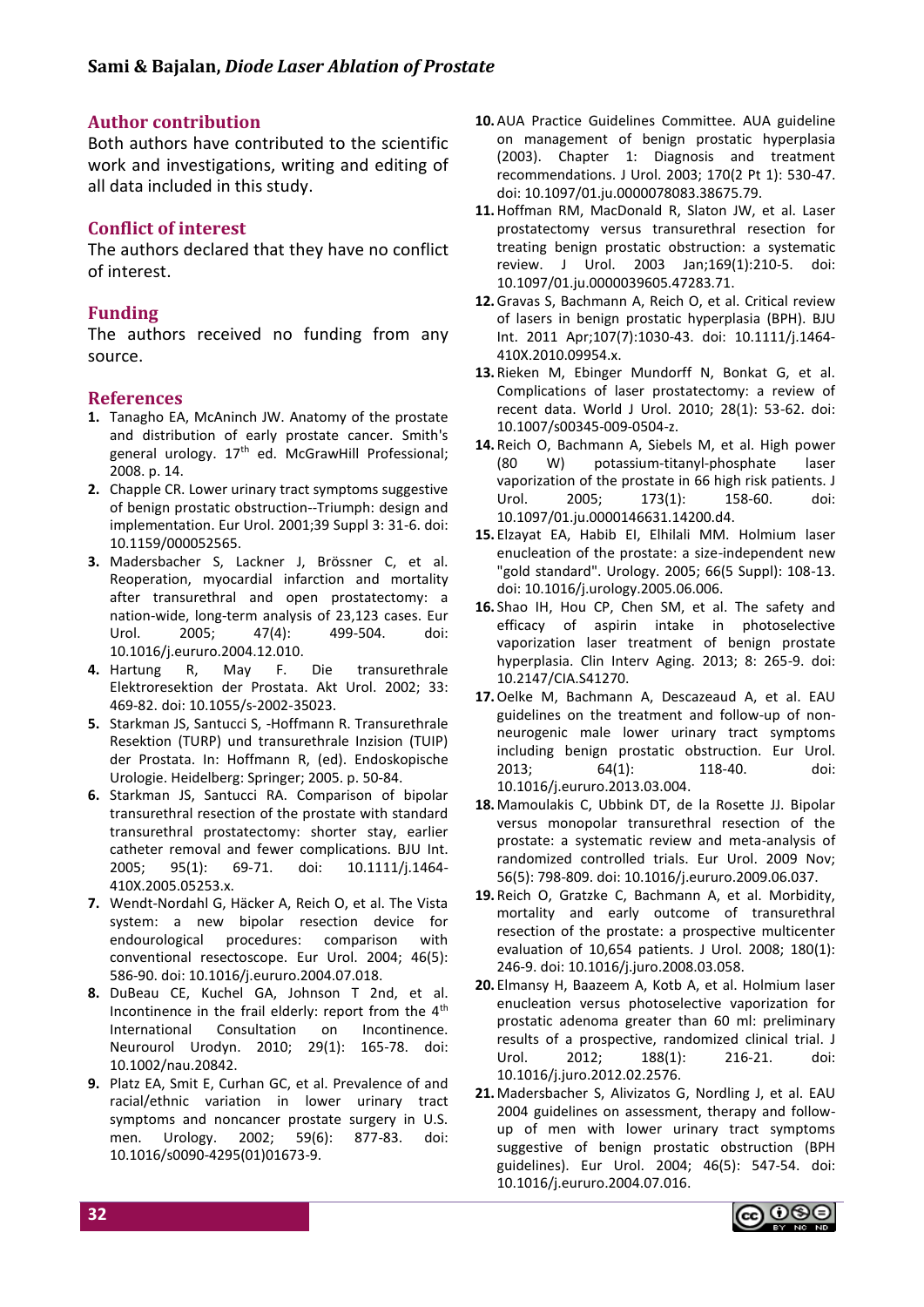## Author contribution

Both authors have contributed to the scientific work and investigations, writing and editing of all data included in this study.

## Conflict of interest

The authors declared that they have no conflict of interest.

## Funding

The authors received no funding from any source.

## References

1. Tanagho EA, McAninch JW. Anatomy of the prostate and distribution of early prostate cancer. Smith's general urology. 17th ed. McGrawHill Professional; 2008. p. 14.
2. Chapple CR. Lower urinary tract symptoms suggestive of benign prostatic obstruction--Triumph: design and implementation. Eur Urol. 2001;39 Suppl 3: 31-6. doi: 10.1159/000052565.
3. Madersbacher S, Lackner J, Brössner C, et al. Reoperation, myocardial infarction and mortality after transurethral and open prostatectomy: a nation-wide, long-term analysis of 23,123 cases. Eur Urol. 2005; 47(4): 499-504. doi: 10.1016/j.eururo.2004.12.010.
4. Hartung R, May F. Die transurethrale Elektroresektion der Prostata. Akt Urol. 2002; 33: 469-82. doi: 10.1055/s-2002-35023.
5. Starkman JS, Santucci S, -Hoffmann R. Transurethrale Resektion (TURP) und transurethrale Inzision (TUIP) der Prostata. In: Hoffmann R, (ed). Endoskopische Urologie. Heidelberg: Springer; 2005. p. 50-84.
6. Starkman JS, Santucci RA. Comparison of bipolar transurethral resection of the prostate with standard transurethral prostatectomy: shorter stay, earlier catheter removal and fewer complications. BJU Int. 2005; 95(1): 69-71. doi: 10.1111/j.1464-410X.2005.05253.x.
7. Wendt-Nordahl G, Häcker A, Reich O, et al. The Vista system: a new bipolar resection device for endourological procedures: comparison with conventional resectoscope. Eur Urol. 2004; 46(5): 586-90. doi: 10.1016/j.eururo.2004.07.018.
8. DuBeau CE, Kuchel GA, Johnson T 2nd, et al. Incontinence in the frail elderly: report from the 4th International Consultation on Incontinence. Neurourol Urodyn. 2010; 29(1): 165-78. doi: 10.1002/nau.20842.
9. Platz EA, Smit E, Curhan GC, et al. Prevalence of and racial/ethnic variation in lower urinary tract symptoms and noncancer prostate surgery in U.S. men. Urology. 2002; 59(6): 877-83. doi: 10.1016/s0090-4295(01)01673-9.
10. AUA Practice Guidelines Committee. AUA guideline on management of benign prostatic hyperplasia (2003). Chapter 1: Diagnosis and treatment recommendations. J Urol. 2003; 170(2 Pt 1): 530-47. doi: 10.1097/01.ju.0000078083.38675.79.
11. Hoffman RM, MacDonald R, Slaton JW, et al. Laser prostatectomy versus transurethral resection for treating benign prostatic obstruction: a systematic review. J Urol. 2003 Jan;169(1):210-5. doi: 10.1097/01.ju.0000039605.47283.71.
12. Gravas S, Bachmann A, Reich O, et al. Critical review of lasers in benign prostatic hyperplasia (BPH). BJU Int. 2011 Apr;107(7):1030-43. doi: 10.1111/j.1464-410X.2010.09954.x.
13. Rieken M, Ebinger Mundorff N, Bonkat G, et al. Complications of laser prostatectomy: a review of recent data. World J Urol. 2010; 28(1): 53-62. doi: 10.1007/s00345-009-0504-z.
14. Reich O, Bachmann A, Siebels M, et al. High power (80 W) potassium-titanyl-phosphate laser vaporization of the prostate in 66 high risk patients. J Urol. 2005; 173(1): 158-60. doi: 10.1097/01.ju.0000146631.14200.d4.
15. Elzayat EA, Habib EI, Elhilali MM. Holmium laser enucleation of the prostate: a size-independent new "gold standard". Urology. 2005; 66(5 Suppl): 108-13. doi: 10.1016/j.urology.2005.06.006.
16. Shao IH, Hou CP, Chen SM, et al. The safety and efficacy of aspirin intake in photoselective vaporization laser treatment of benign prostate hyperplasia. Clin Interv Aging. 2013; 8: 265-9. doi: 10.2147/CIA.S41270.
17. Oelke M, Bachmann A, Descazeaud A, et al. EAU guidelines on the treatment and follow-up of non-neurogenic male lower urinary tract symptoms including benign prostatic obstruction. Eur Urol. 2013; 64(1): 118-40. doi: 10.1016/j.eururo.2013.03.004.
18. Mamoulakis C, Ubbink DT, de la Rosette JJ. Bipolar versus monopolar transurethral resection of the prostate: a systematic review and meta-analysis of randomized controlled trials. Eur Urol. 2009 Nov; 56(5): 798-809. doi: 10.1016/j.eururo.2009.06.037.
19. Reich O, Gratzke C, Bachmann A, et al. Morbidity, mortality and early outcome of transurethral resection of the prostate: a prospective multicenter evaluation of 10,654 patients. J Urol. 2008; 180(1): 246-9. doi: 10.1016/j.juro.2008.03.058.
20. Elmansy H, Baazeem A, Kotb A, et al. Holmium laser enucleation versus photoselective vaporization for prostatic adenoma greater than 60 ml: preliminary results of a prospective, randomized clinical trial. J Urol. 2012; 188(1): 216-21. doi: 10.1016/j.juro.2012.02.2576.
21. Madersbacher S, Alivizatos G, Nordling J, et al. EAU 2004 guidelines on assessment, therapy and follow-up of men with lower urinary tract symptoms suggestive of benign prostatic obstruction (BPH guidelines). Eur Urol. 2004; 46(5): 547-54. doi: 10.1016/j.eururo.2004.07.016.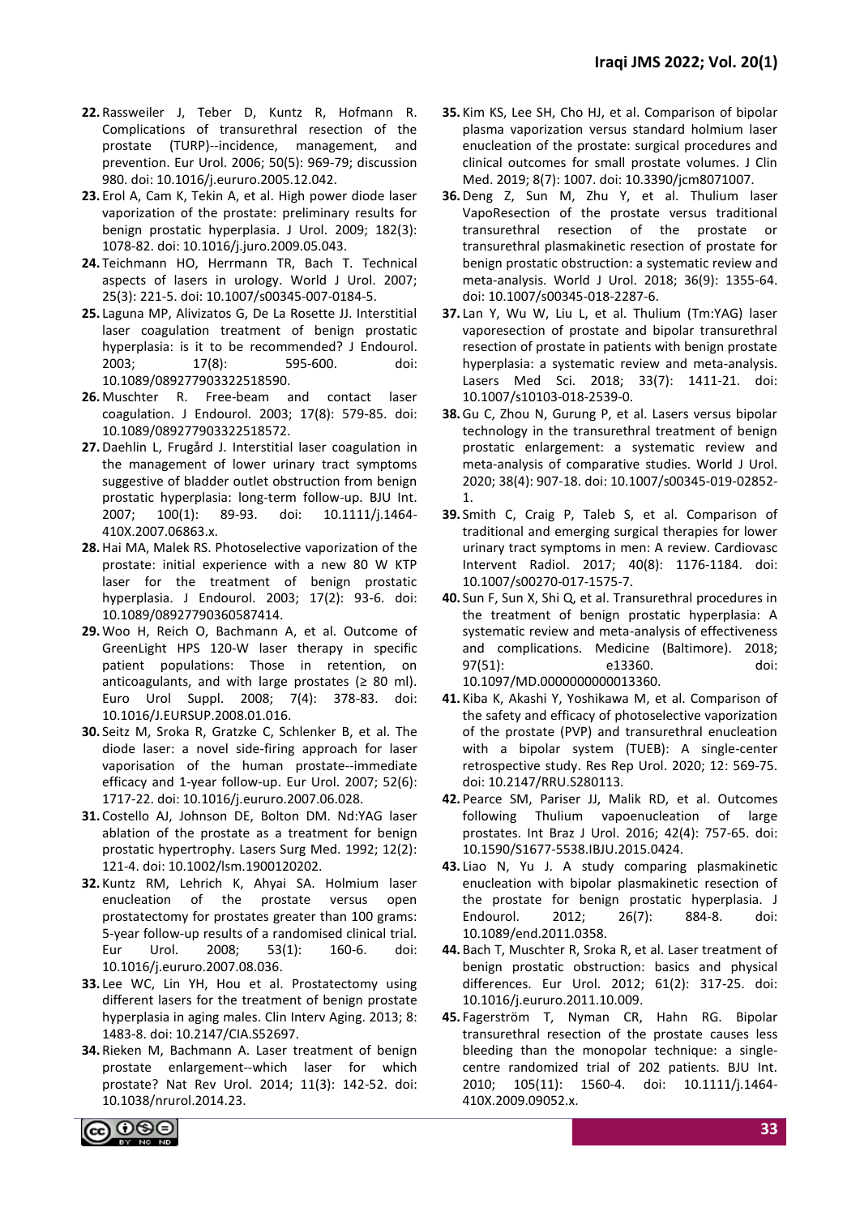22. Rassweiler J, Teber D, Kuntz R, Hofmann R. Complications of transurethral resection of the prostate (TURP)--incidence, management, and prevention. Eur Urol. 2006; 50(5): 969-79; discussion 980. doi: 10.1016/j.eururo.2005.12.042.
23. Erol A, Cam K, Tekin A, et al. High power diode laser vaporization of the prostate: preliminary results for benign prostatic hyperplasia. J Urol. 2009; 182(3): 1078-82. doi: 10.1016/j.juro.2009.05.043.
24. Teichmann HO, Herrmann TR, Bach T. Technical aspects of lasers in urology. World J Urol. 2007; 25(3): 221-5. doi: 10.1007/s00345-007-0184-5.
25. Laguna MP, Alivizatos G, De La Rosette JJ. Interstitial laser coagulation treatment of benign prostatic hyperplasia: is it to be recommended? J Endourol. 2003; 17(8): 595-600. doi: 10.1089/089277903322518590.
26. Muschter R. Free-beam and contact laser coagulation. J Endourol. 2003; 17(8): 579-85. doi: 10.1089/089277903322518572.
27. Daehlin L, Frugård J. Interstitial laser coagulation in the management of lower urinary tract symptoms suggestive of bladder outlet obstruction from benign prostatic hyperplasia: long-term follow-up. BJU Int. 2007; 100(1): 89-93. doi: 10.1111/j.1464-410X.2007.06863.x.
28. Hai MA, Malek RS. Photoselective vaporization of the prostate: initial experience with a new 80 W KTP laser for the treatment of benign prostatic hyperplasia. J Endourol. 2003; 17(2): 93-6. doi: 10.1089/08927790360587414.
29. Woo H, Reich O, Bachmann A, et al. Outcome of GreenLight HPS 120-W laser therapy in specific patient populations: Those in retention, on anticoagulants, and with large prostates (≥ 80 ml). Euro Urol Suppl. 2008; 7(4): 378-83. doi: 10.1016/J.EURSUP.2008.01.016.
30. Seitz M, Sroka R, Gratzke C, Schlenker B, et al. The diode laser: a novel side-firing approach for laser vaporisation of the human prostate--immediate efficacy and 1-year follow-up. Eur Urol. 2007; 52(6): 1717-22. doi: 10.1016/j.eururo.2007.06.028.
31. Costello AJ, Johnson DE, Bolton DM. Nd:YAG laser ablation of the prostate as a treatment for benign prostatic hypertrophy. Lasers Surg Med. 1992; 12(2): 121-4. doi: 10.1002/lsm.1900120202.
32. Kuntz RM, Lehrich K, Ahyai SA. Holmium laser enucleation of the prostate versus open prostatectomy for prostates greater than 100 grams: 5-year follow-up results of a randomised clinical trial. Eur Urol. 2008; 53(1): 160-6. doi: 10.1016/j.eururo.2007.08.036.
33. Lee WC, Lin YH, Hou et al. Prostatectomy using different lasers for the treatment of benign prostate hyperplasia in aging males. Clin Interv Aging. 2013; 8: 1483-8. doi: 10.2147/CIA.S52697.
34. Rieken M, Bachmann A. Laser treatment of benign prostate enlargement--which laser for which prostate? Nat Rev Urol. 2014; 11(3): 142-52. doi: 10.1038/nrurol.2014.23.
35. Kim KS, Lee SH, Cho HJ, et al. Comparison of bipolar plasma vaporization versus standard holmium laser enucleation of the prostate: surgical procedures and clinical outcomes for small prostate volumes. J Clin Med. 2019; 8(7): 1007. doi: 10.3390/jcm8071007.
36. Deng Z, Sun M, Zhu Y, et al. Thulium laser VapoResection of the prostate versus traditional transurethral resection of the prostate or transurethral plasmakinetic resection of prostate for benign prostatic obstruction: a systematic review and meta-analysis. World J Urol. 2018; 36(9): 1355-64. doi: 10.1007/s00345-018-2287-6.
37. Lan Y, Wu W, Liu L, et al. Thulium (Tm:YAG) laser vaporesection of prostate and bipolar transurethral resection of prostate in patients with benign prostate hyperplasia: a systematic review and meta-analysis. Lasers Med Sci. 2018; 33(7): 1411-21. doi: 10.1007/s10103-018-2539-0.
38. Gu C, Zhou N, Gurung P, et al. Lasers versus bipolar technology in the transurethral treatment of benign prostatic enlargement: a systematic review and meta-analysis of comparative studies. World J Urol. 2020; 38(4): 907-18. doi: 10.1007/s00345-019-02852-1.
39. Smith C, Craig P, Taleb S, et al. Comparison of traditional and emerging surgical therapies for lower urinary tract symptoms in men: A review. Cardiovasc Intervent Radiol. 2017; 40(8): 1176-1184. doi: 10.1007/s00270-017-1575-7.
40. Sun F, Sun X, Shi Q, et al. Transurethral procedures in the treatment of benign prostatic hyperplasia: A systematic review and meta-analysis of effectiveness and complications. Medicine (Baltimore). 2018; 97(51): e13360. doi: 10.1097/MD.0000000000013360.
41. Kiba K, Akashi Y, Yoshikawa M, et al. Comparison of the safety and efficacy of photoselective vaporization of the prostate (PVP) and transurethral enucleation with a bipolar system (TUEB): A single-center retrospective study. Res Rep Urol. 2020; 12: 569-75. doi: 10.2147/RRU.S280113.
42. Pearce SM, Pariser JJ, Malik RD, et al. Outcomes following Thulium vapoenucleation of large prostates. Int Braz J Urol. 2016; 42(4): 757-65. doi: 10.1590/S1677-5538.IBJU.2015.0424.
43. Liao N, Yu J. A study comparing plasmakinetic enucleation with bipolar plasmakinetic resection of the prostate for benign prostatic hyperplasia. J Endourol. 2012; 26(7): 884-8. doi: 10.1089/end.2011.0358.
44. Bach T, Muschter R, Sroka R, et al. Laser treatment of benign prostatic obstruction: basics and physical differences. Eur Urol. 2012; 61(2): 317-25. doi: 10.1016/j.eururo.2011.10.009.
45. Fagerström T, Nyman CR, Hahn RG. Bipolar transurethral resection of the prostate causes less bleeding than the monopolar technique: a single-centre randomized trial of 202 patients. BJU Int. 2010; 105(11): 1560-4. doi: 10.1111/j.1464-410X.2009.09052.x.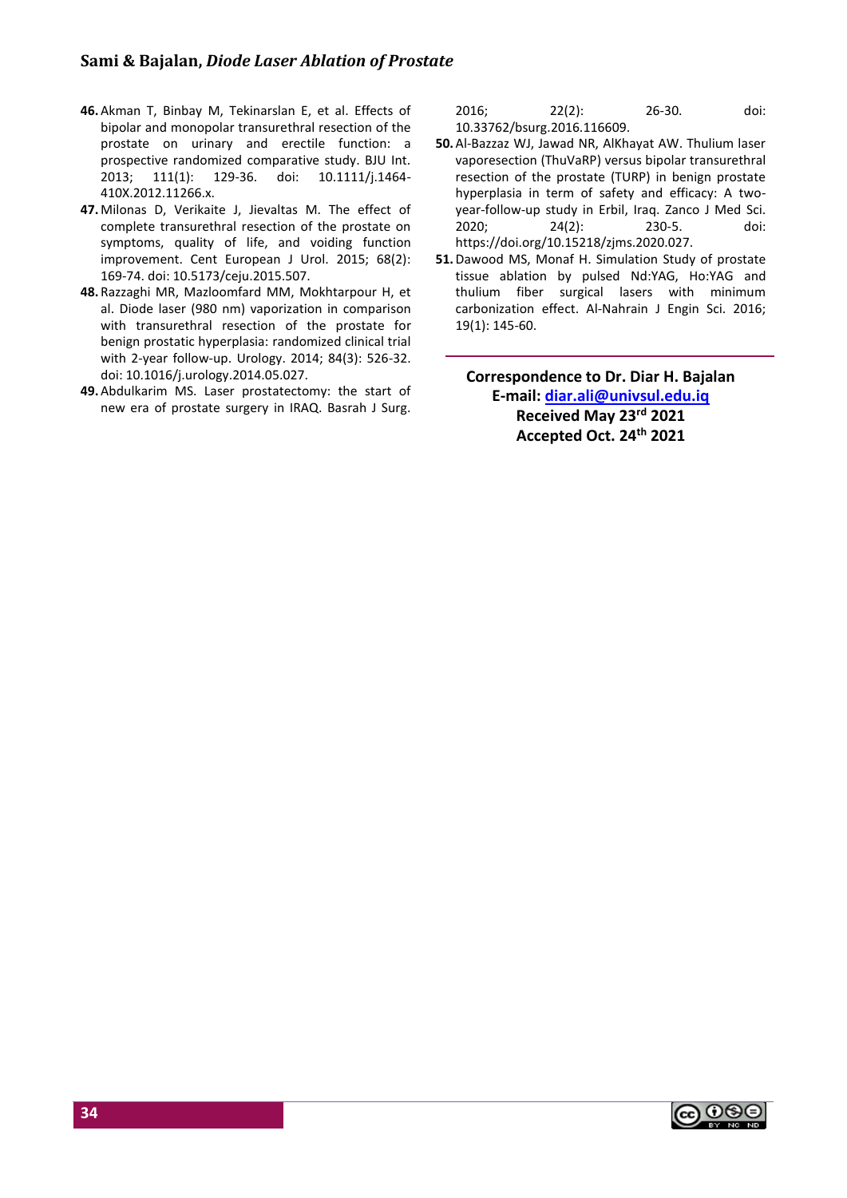46. Akman T, Binbay M, Tekinarslan E, et al. Effects of bipolar and monopolar transurethral resection of the prostate on urinary and erectile function: a prospective randomized comparative study. BJU Int. 2013; 111(1): 129-36. doi: 10.1111/j.1464-410X.2012.11266.x.
47. Milonas D, Verikaite J, Jievaltas M. The effect of complete transurethral resection of the prostate on symptoms, quality of life, and voiding function improvement. Cent European J Urol. 2015; 68(2): 169-74. doi: 10.5173/ceju.2015.507.
48. Razzaghi MR, Mazloomfard MM, Mokhtarpour H, et al. Diode laser (980 nm) vaporization in comparison with transurethral resection of the prostate for benign prostatic hyperplasia: randomized clinical trial with 2-year follow-up. Urology. 2014; 84(3): 526-32. doi: 10.1016/j.urology.2014.05.027.
49. Abdulkarim MS. Laser prostatectomy: the start of new era of prostate surgery in IRAQ. Basrah J Surg. 2016; 22(2): 26-30. doi: 10.33762/bsurg.2016.116609.
50. Al-Bazzaz WJ, Jawad NR, AlKhayat AW. Thulium laser vaporesection (ThuVaRP) versus bipolar transurethral resection of the prostate (TURP) in benign prostate hyperplasia in term of safety and efficacy: A two-year-follow-up study in Erbil, Iraq. Zanco J Med Sci. 2020; 24(2): 230-5. doi: https://doi.org/10.15218/zjms.2020.027.
51. Dawood MS, Monaf H. Simulation Study of prostate tissue ablation by pulsed Nd:YAG, Ho:YAG and thulium fiber surgical lasers with minimum carbonization effect. Al-Nahrain J Engin Sci. 2016; 19(1): 145-60.

**Correspondence to Dr. Diar H. Bajalan**
**E-mail: diar.ali@univsul.edu.iq**
**Received May 23rd 2021**
**Accepted Oct. 24th 2021**